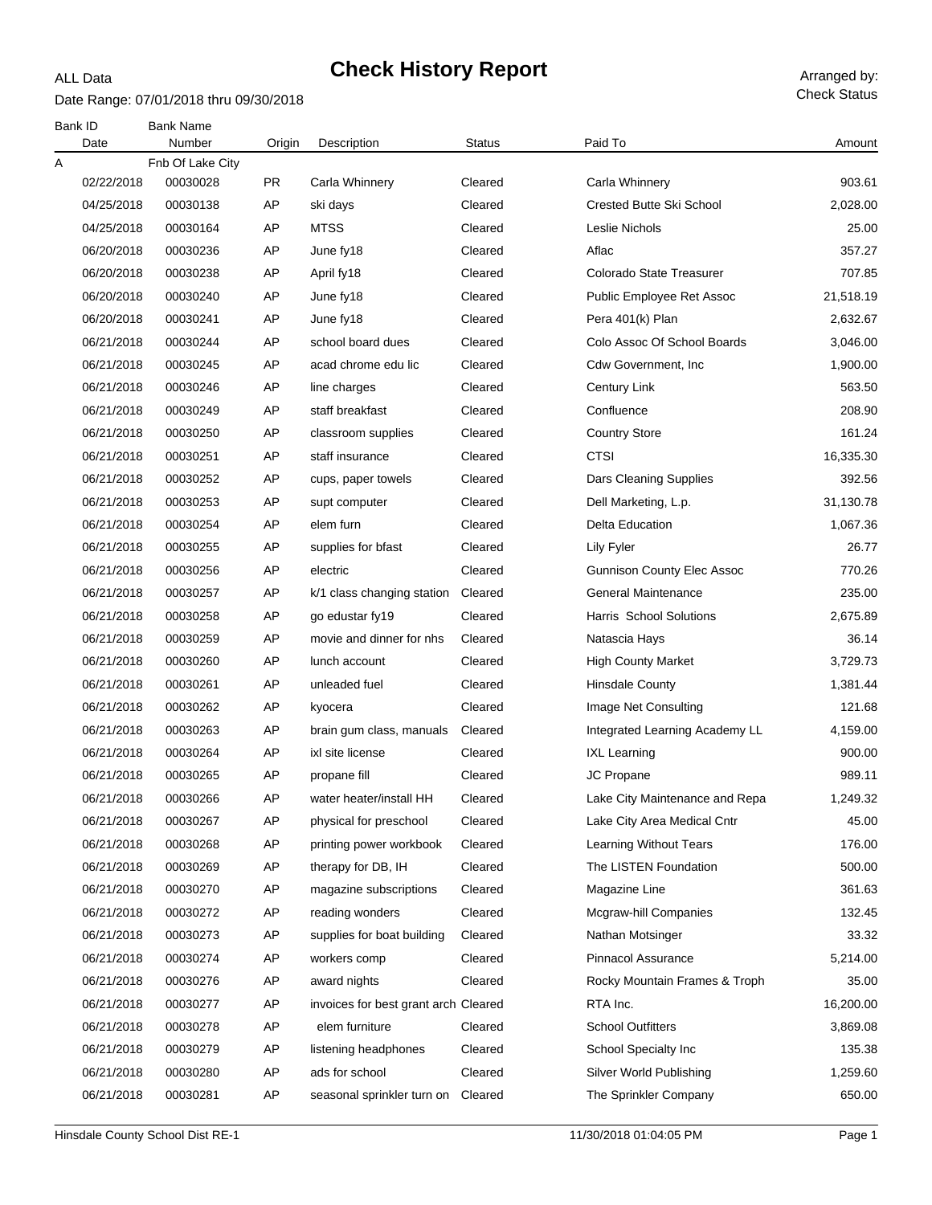ALL Data

# Check History Report

Date Range: 07/01/2018 thru 09/30/2018

Arranged by: Check Status

| Bank ID | Bank Name | | | | | |
|---|---|---|---|---|---|---|
| Date | Number | Origin | Description | Status | Paid To | Amount |
| A | Fnb Of Lake City | | | | | |
| 02/22/2018 | 00030028 | PR | Carla Whinnery | Cleared | Carla Whinnery | 903.61 |
| 04/25/2018 | 00030138 | AP | ski days | Cleared | Crested Butte Ski School | 2,028.00 |
| 04/25/2018 | 00030164 | AP | MTSS | Cleared | Leslie Nichols | 25.00 |
| 06/20/2018 | 00030236 | AP | June fy18 | Cleared | Aflac | 357.27 |
| 06/20/2018 | 00030238 | AP | April fy18 | Cleared | Colorado State Treasurer | 707.85 |
| 06/20/2018 | 00030240 | AP | June fy18 | Cleared | Public Employee Ret Assoc | 21,518.19 |
| 06/20/2018 | 00030241 | AP | June fy18 | Cleared | Pera 401(k) Plan | 2,632.67 |
| 06/21/2018 | 00030244 | AP | school board dues | Cleared | Colo Assoc Of School Boards | 3,046.00 |
| 06/21/2018 | 00030245 | AP | acad chrome edu lic | Cleared | Cdw Government, Inc | 1,900.00 |
| 06/21/2018 | 00030246 | AP | line charges | Cleared | Century Link | 563.50 |
| 06/21/2018 | 00030249 | AP | staff breakfast | Cleared | Confluence | 208.90 |
| 06/21/2018 | 00030250 | AP | classroom supplies | Cleared | Country Store | 161.24 |
| 06/21/2018 | 00030251 | AP | staff insurance | Cleared | CTSI | 16,335.30 |
| 06/21/2018 | 00030252 | AP | cups, paper towels | Cleared | Dars Cleaning Supplies | 392.56 |
| 06/21/2018 | 00030253 | AP | supt computer | Cleared | Dell Marketing, L.p. | 31,130.78 |
| 06/21/2018 | 00030254 | AP | elem furn | Cleared | Delta Education | 1,067.36 |
| 06/21/2018 | 00030255 | AP | supplies for bfast | Cleared | Lily Fyler | 26.77 |
| 06/21/2018 | 00030256 | AP | electric | Cleared | Gunnison County Elec Assoc | 770.26 |
| 06/21/2018 | 00030257 | AP | k/1 class changing station | Cleared | General Maintenance | 235.00 |
| 06/21/2018 | 00030258 | AP | go edustar fy19 | Cleared | Harris School Solutions | 2,675.89 |
| 06/21/2018 | 00030259 | AP | movie and dinner for nhs | Cleared | Natascia Hays | 36.14 |
| 06/21/2018 | 00030260 | AP | lunch account | Cleared | High County Market | 3,729.73 |
| 06/21/2018 | 00030261 | AP | unleaded fuel | Cleared | Hinsdale County | 1,381.44 |
| 06/21/2018 | 00030262 | AP | kyocera | Cleared | Image Net Consulting | 121.68 |
| 06/21/2018 | 00030263 | AP | brain gum class, manuals | Cleared | Integrated Learning Academy LL | 4,159.00 |
| 06/21/2018 | 00030264 | AP | ixl site license | Cleared | IXL Learning | 900.00 |
| 06/21/2018 | 00030265 | AP | propane fill | Cleared | JC Propane | 989.11 |
| 06/21/2018 | 00030266 | AP | water heater/install HH | Cleared | Lake City Maintenance and Repa | 1,249.32 |
| 06/21/2018 | 00030267 | AP | physical for preschool | Cleared | Lake City Area Medical Cntr | 45.00 |
| 06/21/2018 | 00030268 | AP | printing power workbook | Cleared | Learning Without Tears | 176.00 |
| 06/21/2018 | 00030269 | AP | therapy for DB, IH | Cleared | The LISTEN Foundation | 500.00 |
| 06/21/2018 | 00030270 | AP | magazine subscriptions | Cleared | Magazine Line | 361.63 |
| 06/21/2018 | 00030272 | AP | reading wonders | Cleared | Mcgraw-hill Companies | 132.45 |
| 06/21/2018 | 00030273 | AP | supplies for boat building | Cleared | Nathan Motsinger | 33.32 |
| 06/21/2018 | 00030274 | AP | workers comp | Cleared | Pinnacol Assurance | 5,214.00 |
| 06/21/2018 | 00030276 | AP | award nights | Cleared | Rocky Mountain Frames & Troph | 35.00 |
| 06/21/2018 | 00030277 | AP | invoices for best grant arch | Cleared | RTA Inc. | 16,200.00 |
| 06/21/2018 | 00030278 | AP | elem furniture | Cleared | School Outfitters | 3,869.08 |
| 06/21/2018 | 00030279 | AP | listening headphones | Cleared | School Specialty Inc | 135.38 |
| 06/21/2018 | 00030280 | AP | ads for school | Cleared | Silver World Publishing | 1,259.60 |
| 06/21/2018 | 00030281 | AP | seasonal sprinkler turn on | Cleared | The Sprinkler Company | 650.00 |

Hinsdale County School Dist RE-1 11/30/2018 01:04:05 PM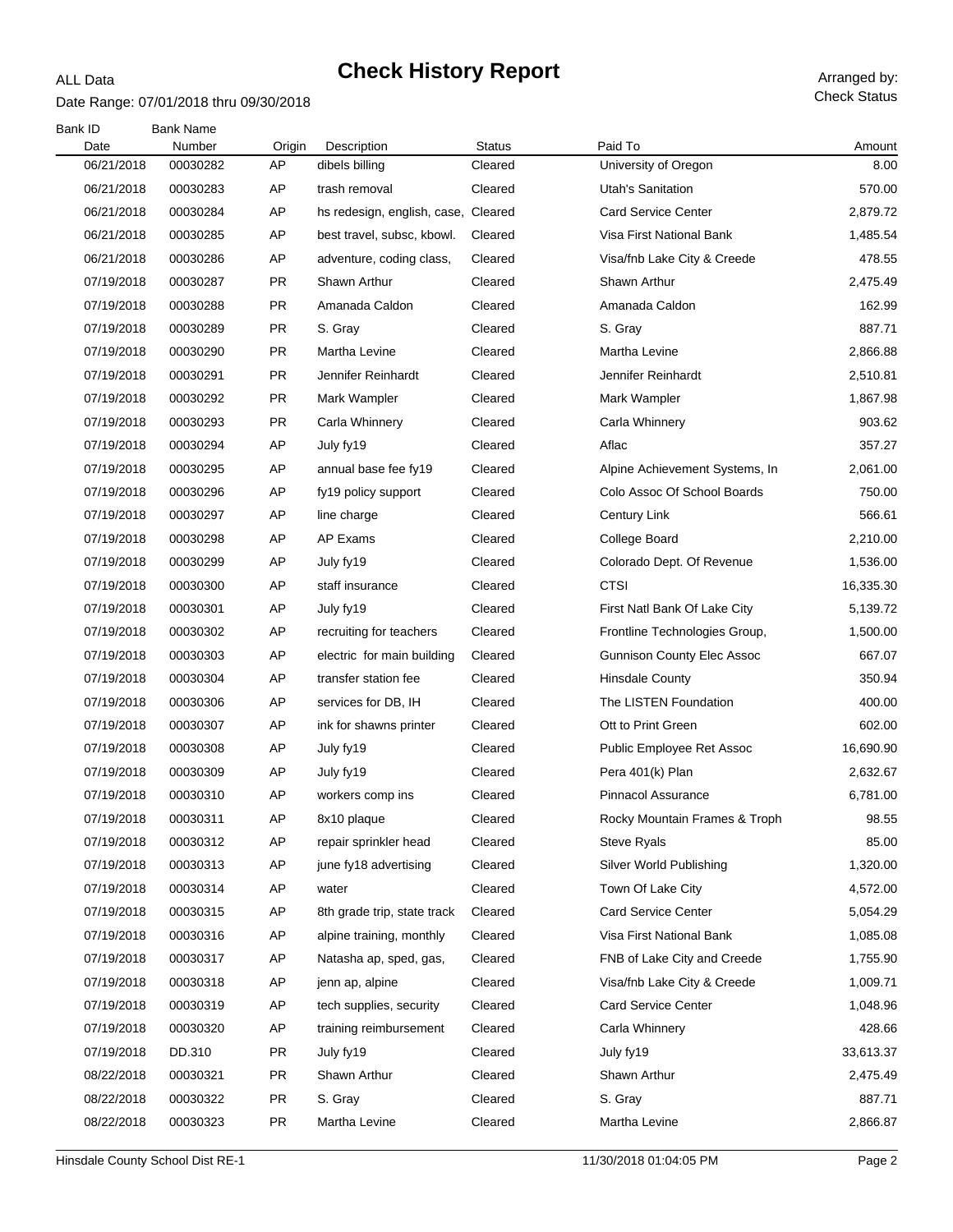ALL Data

# Check History Report

Date Range: 07/01/2018 thru 09/30/2018

Arranged by: Check Status

| Bank ID Date | Bank Name Number | Origin | Description | Status | Paid To | Amount |
|---|---|---|---|---|---|---|
| 06/21/2018 | 00030282 | AP | dibels billing | Cleared | University of Oregon | 8.00 |
| 06/21/2018 | 00030283 | AP | trash removal | Cleared | Utah's Sanitation | 570.00 |
| 06/21/2018 | 00030284 | AP | hs redesign, english, case, | Cleared | Card Service Center | 2,879.72 |
| 06/21/2018 | 00030285 | AP | best travel, subsc, kbowl. | Cleared | Visa First National Bank | 1,485.54 |
| 06/21/2018 | 00030286 | AP | adventure, coding class, | Cleared | Visa/fnb Lake City & Creede | 478.55 |
| 07/19/2018 | 00030287 | PR | Shawn Arthur | Cleared | Shawn Arthur | 2,475.49 |
| 07/19/2018 | 00030288 | PR | Amanada Caldon | Cleared | Amanada Caldon | 162.99 |
| 07/19/2018 | 00030289 | PR | S. Gray | Cleared | S. Gray | 887.71 |
| 07/19/2018 | 00030290 | PR | Martha Levine | Cleared | Martha Levine | 2,866.88 |
| 07/19/2018 | 00030291 | PR | Jennifer Reinhardt | Cleared | Jennifer Reinhardt | 2,510.81 |
| 07/19/2018 | 00030292 | PR | Mark Wampler | Cleared | Mark Wampler | 1,867.98 |
| 07/19/2018 | 00030293 | PR | Carla Whinnery | Cleared | Carla Whinnery | 903.62 |
| 07/19/2018 | 00030294 | AP | July fy19 | Cleared | Aflac | 357.27 |
| 07/19/2018 | 00030295 | AP | annual base fee fy19 | Cleared | Alpine Achievement Systems, In | 2,061.00 |
| 07/19/2018 | 00030296 | AP | fy19 policy support | Cleared | Colo Assoc Of School Boards | 750.00 |
| 07/19/2018 | 00030297 | AP | line charge | Cleared | Century Link | 566.61 |
| 07/19/2018 | 00030298 | AP | AP Exams | Cleared | College Board | 2,210.00 |
| 07/19/2018 | 00030299 | AP | July fy19 | Cleared | Colorado Dept. Of Revenue | 1,536.00 |
| 07/19/2018 | 00030300 | AP | staff insurance | Cleared | CTSI | 16,335.30 |
| 07/19/2018 | 00030301 | AP | July fy19 | Cleared | First Natl Bank Of Lake City | 5,139.72 |
| 07/19/2018 | 00030302 | AP | recruiting for teachers | Cleared | Frontline Technologies Group, | 1,500.00 |
| 07/19/2018 | 00030303 | AP | electric for main building | Cleared | Gunnison County Elec Assoc | 667.07 |
| 07/19/2018 | 00030304 | AP | transfer station fee | Cleared | Hinsdale County | 350.94 |
| 07/19/2018 | 00030306 | AP | services for DB, IH | Cleared | The LISTEN Foundation | 400.00 |
| 07/19/2018 | 00030307 | AP | ink for shawns printer | Cleared | Ott to Print Green | 602.00 |
| 07/19/2018 | 00030308 | AP | July fy19 | Cleared | Public Employee Ret Assoc | 16,690.90 |
| 07/19/2018 | 00030309 | AP | July fy19 | Cleared | Pera 401(k) Plan | 2,632.67 |
| 07/19/2018 | 00030310 | AP | workers comp ins | Cleared | Pinnacol Assurance | 6,781.00 |
| 07/19/2018 | 00030311 | AP | 8x10 plaque | Cleared | Rocky Mountain Frames & Troph | 98.55 |
| 07/19/2018 | 00030312 | AP | repair sprinkler head | Cleared | Steve Ryals | 85.00 |
| 07/19/2018 | 00030313 | AP | june fy18 advertising | Cleared | Silver World Publishing | 1,320.00 |
| 07/19/2018 | 00030314 | AP | water | Cleared | Town Of Lake City | 4,572.00 |
| 07/19/2018 | 00030315 | AP | 8th grade trip, state track | Cleared | Card Service Center | 5,054.29 |
| 07/19/2018 | 00030316 | AP | alpine training, monthly | Cleared | Visa First National Bank | 1,085.08 |
| 07/19/2018 | 00030317 | AP | Natasha ap, sped, gas, | Cleared | FNB of Lake City and Creede | 1,755.90 |
| 07/19/2018 | 00030318 | AP | jenn ap, alpine | Cleared | Visa/fnb Lake City & Creede | 1,009.71 |
| 07/19/2018 | 00030319 | AP | tech supplies, security | Cleared | Card Service Center | 1,048.96 |
| 07/19/2018 | 00030320 | AP | training reimbursement | Cleared | Carla Whinnery | 428.66 |
| 07/19/2018 | DD.310 | PR | July fy19 | Cleared | July fy19 | 33,613.37 |
| 08/22/2018 | 00030321 | PR | Shawn Arthur | Cleared | Shawn Arthur | 2,475.49 |
| 08/22/2018 | 00030322 | PR | S. Gray | Cleared | S. Gray | 887.71 |
| 08/22/2018 | 00030323 | PR | Martha Levine | Cleared | Martha Levine | 2,866.87 |

Hinsdale County School Dist RE-1 — 11/30/2018 01:04:05 PM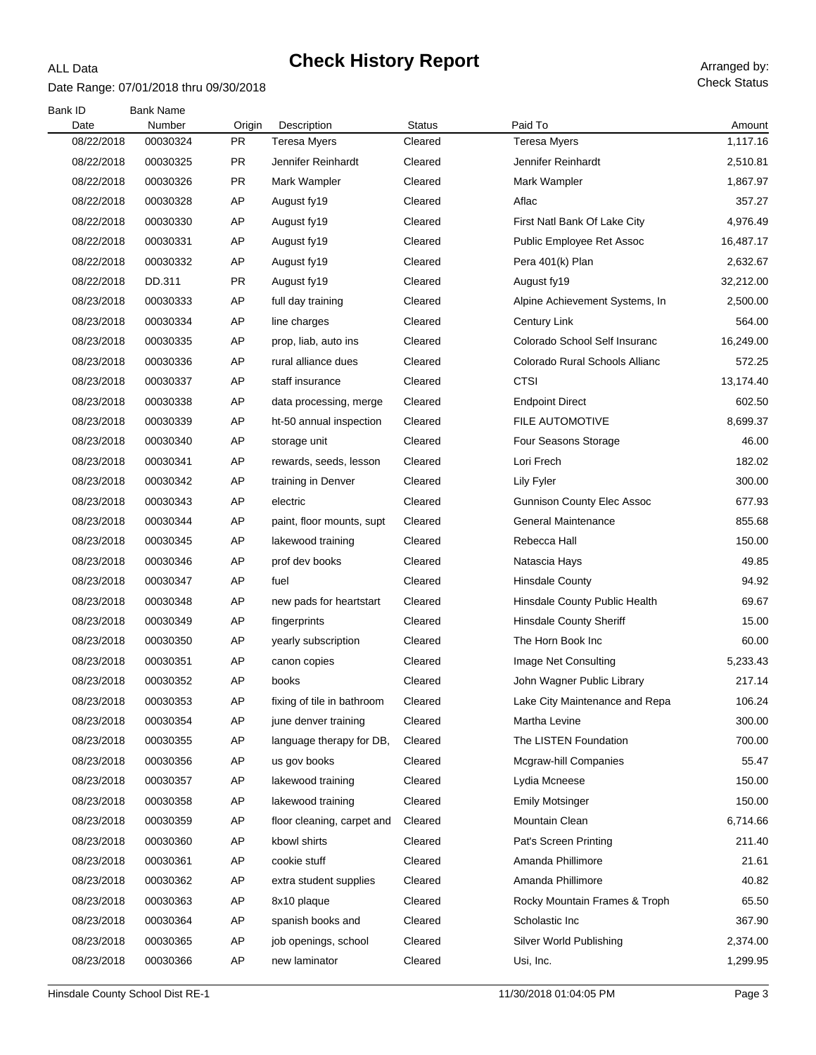# Check History Report

ALL Data

Date Range: 07/01/2018 thru 09/30/2018

Arranged by: Check Status

| Bank ID Date | Bank Name Number | Origin | Description | Status | Paid To | Amount |
|---|---|---|---|---|---|---|
| 08/22/2018 | 00030324 | PR | Teresa Myers | Cleared | Teresa Myers | 1,117.16 |
| 08/22/2018 | 00030325 | PR | Jennifer Reinhardt | Cleared | Jennifer Reinhardt | 2,510.81 |
| 08/22/2018 | 00030326 | PR | Mark Wampler | Cleared | Mark Wampler | 1,867.97 |
| 08/22/2018 | 00030328 | AP | August fy19 | Cleared | Aflac | 357.27 |
| 08/22/2018 | 00030330 | AP | August fy19 | Cleared | First Natl Bank Of Lake City | 4,976.49 |
| 08/22/2018 | 00030331 | AP | August fy19 | Cleared | Public Employee Ret Assoc | 16,487.17 |
| 08/22/2018 | 00030332 | AP | August fy19 | Cleared | Pera 401(k) Plan | 2,632.67 |
| 08/22/2018 | DD.311 | PR | August fy19 | Cleared | August fy19 | 32,212.00 |
| 08/23/2018 | 00030333 | AP | full day training | Cleared | Alpine Achievement Systems, In | 2,500.00 |
| 08/23/2018 | 00030334 | AP | line charges | Cleared | Century Link | 564.00 |
| 08/23/2018 | 00030335 | AP | prop, liab, auto ins | Cleared | Colorado School Self Insuranc | 16,249.00 |
| 08/23/2018 | 00030336 | AP | rural alliance dues | Cleared | Colorado Rural Schools Allianc | 572.25 |
| 08/23/2018 | 00030337 | AP | staff insurance | Cleared | CTSI | 13,174.40 |
| 08/23/2018 | 00030338 | AP | data processing, merge | Cleared | Endpoint Direct | 602.50 |
| 08/23/2018 | 00030339 | AP | ht-50 annual inspection | Cleared | FILE AUTOMOTIVE | 8,699.37 |
| 08/23/2018 | 00030340 | AP | storage unit | Cleared | Four Seasons Storage | 46.00 |
| 08/23/2018 | 00030341 | AP | rewards, seeds, lesson | Cleared | Lori Frech | 182.02 |
| 08/23/2018 | 00030342 | AP | training in Denver | Cleared | Lily Fyler | 300.00 |
| 08/23/2018 | 00030343 | AP | electric | Cleared | Gunnison County Elec Assoc | 677.93 |
| 08/23/2018 | 00030344 | AP | paint, floor mounts, supt | Cleared | General Maintenance | 855.68 |
| 08/23/2018 | 00030345 | AP | lakewood training | Cleared | Rebecca Hall | 150.00 |
| 08/23/2018 | 00030346 | AP | prof dev books | Cleared | Natascia Hays | 49.85 |
| 08/23/2018 | 00030347 | AP | fuel | Cleared | Hinsdale County | 94.92 |
| 08/23/2018 | 00030348 | AP | new pads for heartstart | Cleared | Hinsdale County Public Health | 69.67 |
| 08/23/2018 | 00030349 | AP | fingerprints | Cleared | Hinsdale County Sheriff | 15.00 |
| 08/23/2018 | 00030350 | AP | yearly subscription | Cleared | The Horn Book Inc | 60.00 |
| 08/23/2018 | 00030351 | AP | canon copies | Cleared | Image Net Consulting | 5,233.43 |
| 08/23/2018 | 00030352 | AP | books | Cleared | John Wagner Public Library | 217.14 |
| 08/23/2018 | 00030353 | AP | fixing of tile in bathroom | Cleared | Lake City Maintenance and Repa | 106.24 |
| 08/23/2018 | 00030354 | AP | june denver training | Cleared | Martha Levine | 300.00 |
| 08/23/2018 | 00030355 | AP | language therapy for DB, | Cleared | The LISTEN Foundation | 700.00 |
| 08/23/2018 | 00030356 | AP | us gov books | Cleared | Mcgraw-hill Companies | 55.47 |
| 08/23/2018 | 00030357 | AP | lakewood training | Cleared | Lydia Mcneese | 150.00 |
| 08/23/2018 | 00030358 | AP | lakewood training | Cleared | Emily Motsinger | 150.00 |
| 08/23/2018 | 00030359 | AP | floor cleaning, carpet and | Cleared | Mountain Clean | 6,714.66 |
| 08/23/2018 | 00030360 | AP | kbowl shirts | Cleared | Pat's Screen Printing | 211.40 |
| 08/23/2018 | 00030361 | AP | cookie stuff | Cleared | Amanda Phillimore | 21.61 |
| 08/23/2018 | 00030362 | AP | extra student supplies | Cleared | Amanda Phillimore | 40.82 |
| 08/23/2018 | 00030363 | AP | 8x10 plaque | Cleared | Rocky Mountain Frames & Troph | 65.50 |
| 08/23/2018 | 00030364 | AP | spanish books and | Cleared | Scholastic Inc | 367.90 |
| 08/23/2018 | 00030365 | AP | job openings, school | Cleared | Silver World Publishing | 2,374.00 |
| 08/23/2018 | 00030366 | AP | new laminator | Cleared | Usi, Inc. | 1,299.95 |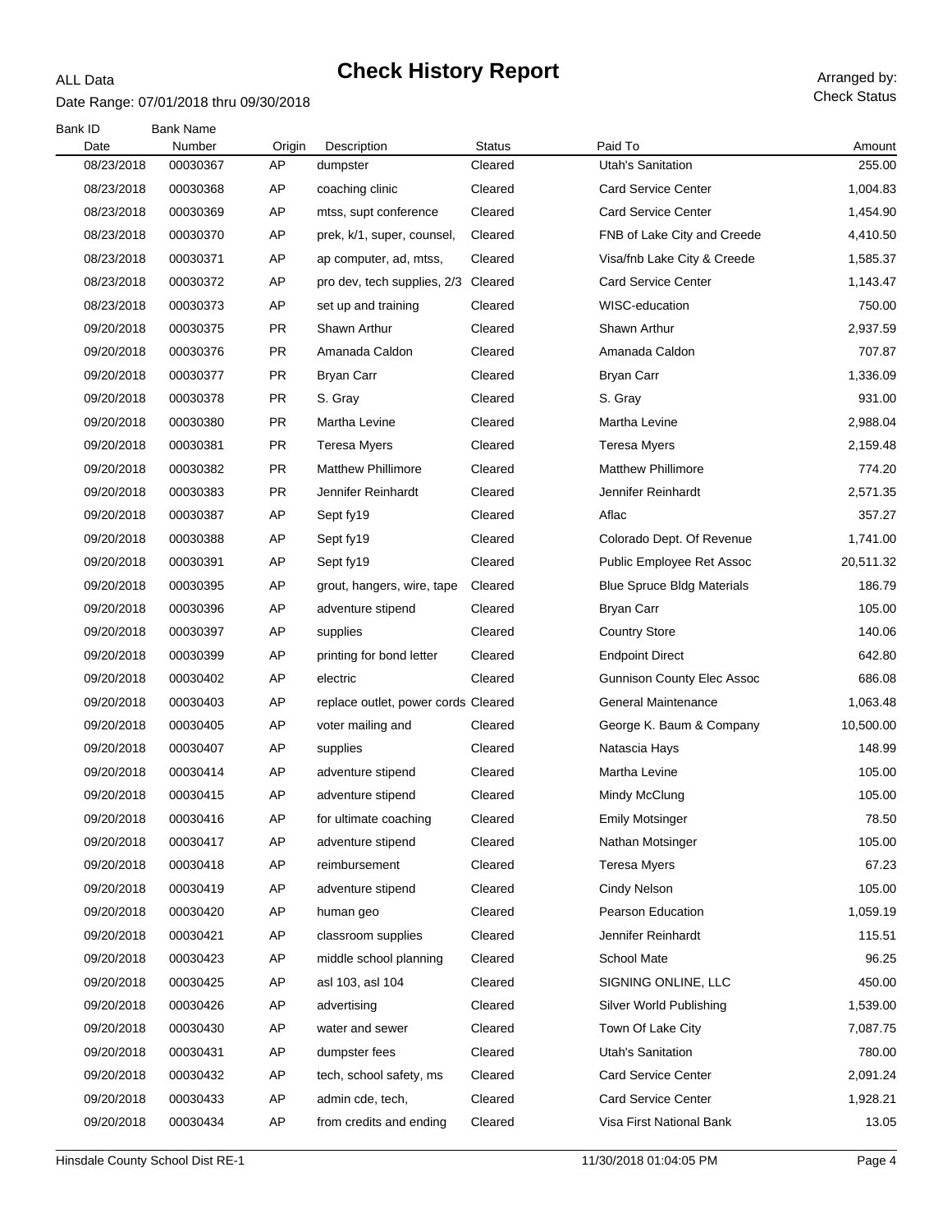ALL Data

# Check History Report

Date Range: 07/01/2018 thru 09/30/2018

Arranged by: Check Status

| Bank ID Date | Bank Name Number | Origin | Description | Status | Paid To | Amount |
|---|---|---|---|---|---|---|
| 08/23/2018 | 00030367 | AP | dumpster | Cleared | Utah's Sanitation | 255.00 |
| 08/23/2018 | 00030368 | AP | coaching clinic | Cleared | Card Service Center | 1,004.83 |
| 08/23/2018 | 00030369 | AP | mtss, supt conference | Cleared | Card Service Center | 1,454.90 |
| 08/23/2018 | 00030370 | AP | prek, k/1, super, counsel, | Cleared | FNB of Lake City and Creede | 4,410.50 |
| 08/23/2018 | 00030371 | AP | ap computer, ad, mtss, | Cleared | Visa/fnb Lake City & Creede | 1,585.37 |
| 08/23/2018 | 00030372 | AP | pro dev, tech supplies, 2/3 | Cleared | Card Service Center | 1,143.47 |
| 08/23/2018 | 00030373 | AP | set up and training | Cleared | WISC-education | 750.00 |
| 09/20/2018 | 00030375 | PR | Shawn Arthur | Cleared | Shawn Arthur | 2,937.59 |
| 09/20/2018 | 00030376 | PR | Amanada Caldon | Cleared | Amanada Caldon | 707.87 |
| 09/20/2018 | 00030377 | PR | Bryan Carr | Cleared | Bryan Carr | 1,336.09 |
| 09/20/2018 | 00030378 | PR | S. Gray | Cleared | S. Gray | 931.00 |
| 09/20/2018 | 00030380 | PR | Martha Levine | Cleared | Martha Levine | 2,988.04 |
| 09/20/2018 | 00030381 | PR | Teresa Myers | Cleared | Teresa Myers | 2,159.48 |
| 09/20/2018 | 00030382 | PR | Matthew Phillimore | Cleared | Matthew Phillimore | 774.20 |
| 09/20/2018 | 00030383 | PR | Jennifer Reinhardt | Cleared | Jennifer Reinhardt | 2,571.35 |
| 09/20/2018 | 00030387 | AP | Sept fy19 | Cleared | Aflac | 357.27 |
| 09/20/2018 | 00030388 | AP | Sept fy19 | Cleared | Colorado Dept. Of Revenue | 1,741.00 |
| 09/20/2018 | 00030391 | AP | Sept fy19 | Cleared | Public Employee Ret Assoc | 20,511.32 |
| 09/20/2018 | 00030395 | AP | grout, hangers, wire, tape | Cleared | Blue Spruce Bldg Materials | 186.79 |
| 09/20/2018 | 00030396 | AP | adventure stipend | Cleared | Bryan Carr | 105.00 |
| 09/20/2018 | 00030397 | AP | supplies | Cleared | Country Store | 140.06 |
| 09/20/2018 | 00030399 | AP | printing for bond letter | Cleared | Endpoint Direct | 642.80 |
| 09/20/2018 | 00030402 | AP | electric | Cleared | Gunnison County Elec Assoc | 686.08 |
| 09/20/2018 | 00030403 | AP | replace outlet, power cords | Cleared | General Maintenance | 1,063.48 |
| 09/20/2018 | 00030405 | AP | voter mailing and | Cleared | George K. Baum & Company | 10,500.00 |
| 09/20/2018 | 00030407 | AP | supplies | Cleared | Natascia Hays | 148.99 |
| 09/20/2018 | 00030414 | AP | adventure stipend | Cleared | Martha Levine | 105.00 |
| 09/20/2018 | 00030415 | AP | adventure stipend | Cleared | Mindy McClung | 105.00 |
| 09/20/2018 | 00030416 | AP | for ultimate coaching | Cleared | Emily Motsinger | 78.50 |
| 09/20/2018 | 00030417 | AP | adventure stipend | Cleared | Nathan Motsinger | 105.00 |
| 09/20/2018 | 00030418 | AP | reimbursement | Cleared | Teresa Myers | 67.23 |
| 09/20/2018 | 00030419 | AP | adventure stipend | Cleared | Cindy Nelson | 105.00 |
| 09/20/2018 | 00030420 | AP | human geo | Cleared | Pearson Education | 1,059.19 |
| 09/20/2018 | 00030421 | AP | classroom supplies | Cleared | Jennifer Reinhardt | 115.51 |
| 09/20/2018 | 00030423 | AP | middle school planning | Cleared | School Mate | 96.25 |
| 09/20/2018 | 00030425 | AP | asl 103, asl 104 | Cleared | SIGNING ONLINE, LLC | 450.00 |
| 09/20/2018 | 00030426 | AP | advertising | Cleared | Silver World Publishing | 1,539.00 |
| 09/20/2018 | 00030430 | AP | water and sewer | Cleared | Town Of Lake City | 7,087.75 |
| 09/20/2018 | 00030431 | AP | dumpster fees | Cleared | Utah's Sanitation | 780.00 |
| 09/20/2018 | 00030432 | AP | tech, school safety, ms | Cleared | Card Service Center | 2,091.24 |
| 09/20/2018 | 00030433 | AP | admin cde, tech, | Cleared | Card Service Center | 1,928.21 |
| 09/20/2018 | 00030434 | AP | from credits and ending | Cleared | Visa First National Bank | 13.05 |

Hinsdale County School Dist RE-1 — 11/30/2018 01:04:05 PM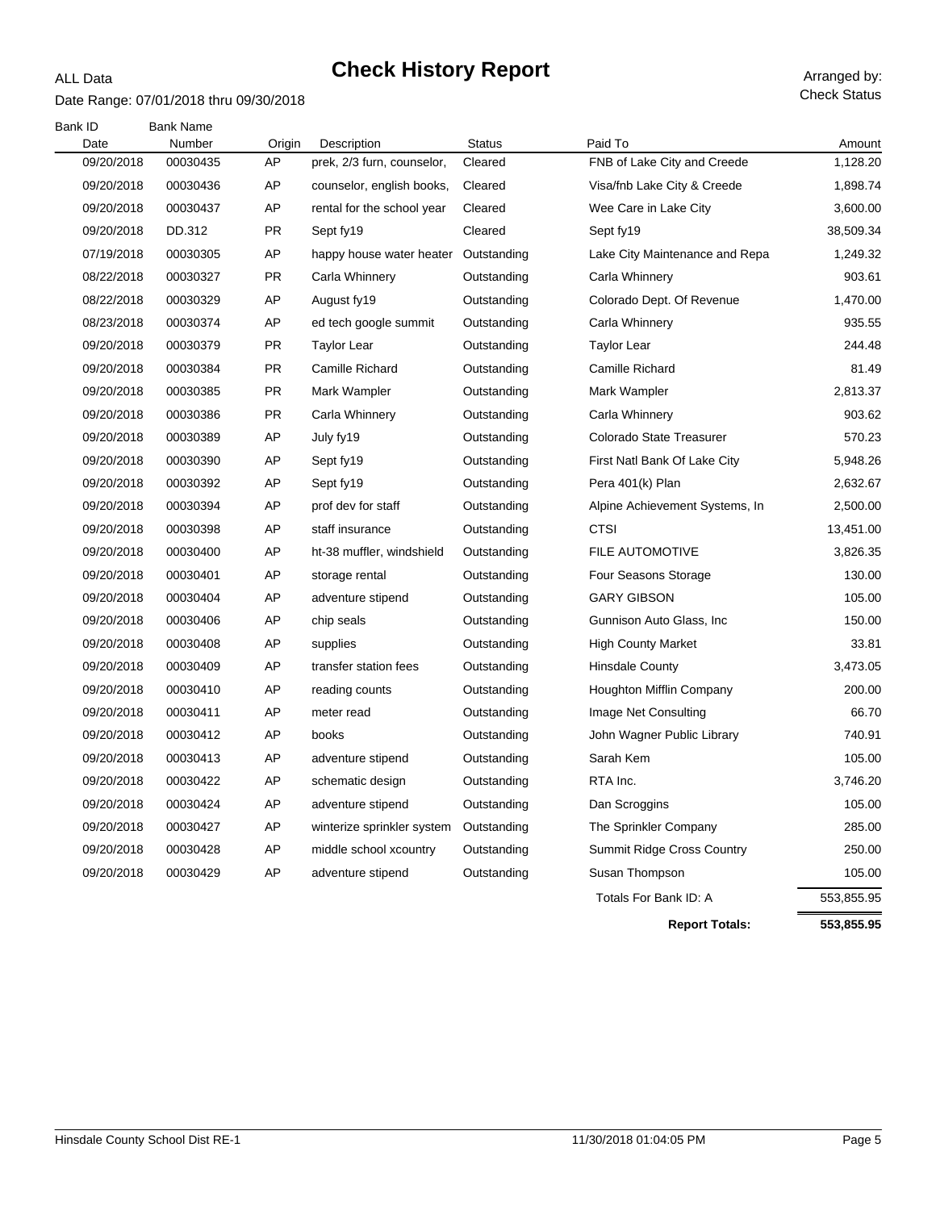# Check History Report

ALL Data

Date Range: 07/01/2018 thru 09/30/2018

Arranged by: Check Status

| Bank ID Date | Bank Name Number | Origin | Description | Status | Paid To | Amount |
|---|---|---|---|---|---|---|
| 09/20/2018 | 00030435 | AP | prek, 2/3 furn, counselor, | Cleared | FNB of Lake City and Creede | 1,128.20 |
| 09/20/2018 | 00030436 | AP | counselor, english books, | Cleared | Visa/fnb Lake City & Creede | 1,898.74 |
| 09/20/2018 | 00030437 | AP | rental for the school year | Cleared | Wee Care in Lake City | 3,600.00 |
| 09/20/2018 | DD.312 | PR | Sept fy19 | Cleared | Sept fy19 | 38,509.34 |
| 07/19/2018 | 00030305 | AP | happy house water heater | Outstanding | Lake City Maintenance and Repa | 1,249.32 |
| 08/22/2018 | 00030327 | PR | Carla Whinnery | Outstanding | Carla Whinnery | 903.61 |
| 08/22/2018 | 00030329 | AP | August fy19 | Outstanding | Colorado Dept. Of Revenue | 1,470.00 |
| 08/23/2018 | 00030374 | AP | ed tech google summit | Outstanding | Carla Whinnery | 935.55 |
| 09/20/2018 | 00030379 | PR | Taylor Lear | Outstanding | Taylor Lear | 244.48 |
| 09/20/2018 | 00030384 | PR | Camille Richard | Outstanding | Camille Richard | 81.49 |
| 09/20/2018 | 00030385 | PR | Mark Wampler | Outstanding | Mark Wampler | 2,813.37 |
| 09/20/2018 | 00030386 | PR | Carla Whinnery | Outstanding | Carla Whinnery | 903.62 |
| 09/20/2018 | 00030389 | AP | July fy19 | Outstanding | Colorado State Treasurer | 570.23 |
| 09/20/2018 | 00030390 | AP | Sept fy19 | Outstanding | First Natl Bank Of Lake City | 5,948.26 |
| 09/20/2018 | 00030392 | AP | Sept fy19 | Outstanding | Pera 401(k) Plan | 2,632.67 |
| 09/20/2018 | 00030394 | AP | prof dev for staff | Outstanding | Alpine Achievement Systems, In | 2,500.00 |
| 09/20/2018 | 00030398 | AP | staff insurance | Outstanding | CTSI | 13,451.00 |
| 09/20/2018 | 00030400 | AP | ht-38 muffler, windshield | Outstanding | FILE AUTOMOTIVE | 3,826.35 |
| 09/20/2018 | 00030401 | AP | storage rental | Outstanding | Four Seasons Storage | 130.00 |
| 09/20/2018 | 00030404 | AP | adventure stipend | Outstanding | GARY GIBSON | 105.00 |
| 09/20/2018 | 00030406 | AP | chip seals | Outstanding | Gunnison Auto Glass, Inc | 150.00 |
| 09/20/2018 | 00030408 | AP | supplies | Outstanding | High County Market | 33.81 |
| 09/20/2018 | 00030409 | AP | transfer station fees | Outstanding | Hinsdale County | 3,473.05 |
| 09/20/2018 | 00030410 | AP | reading counts | Outstanding | Houghton Mifflin Company | 200.00 |
| 09/20/2018 | 00030411 | AP | meter read | Outstanding | Image Net Consulting | 66.70 |
| 09/20/2018 | 00030412 | AP | books | Outstanding | John Wagner Public Library | 740.91 |
| 09/20/2018 | 00030413 | AP | adventure stipend | Outstanding | Sarah Kem | 105.00 |
| 09/20/2018 | 00030422 | AP | schematic design | Outstanding | RTA Inc. | 3,746.20 |
| 09/20/2018 | 00030424 | AP | adventure stipend | Outstanding | Dan Scroggins | 105.00 |
| 09/20/2018 | 00030427 | AP | winterize sprinkler system | Outstanding | The Sprinkler Company | 285.00 |
| 09/20/2018 | 00030428 | AP | middle school xcountry | Outstanding | Summit Ridge Cross Country | 250.00 |
| 09/20/2018 | 00030429 | AP | adventure stipend | Outstanding | Susan Thompson | 105.00 |
| | | | | | Totals For Bank ID: A | 553,855.95 |
| | | | | | **Report Totals:** | **553,855.95** |